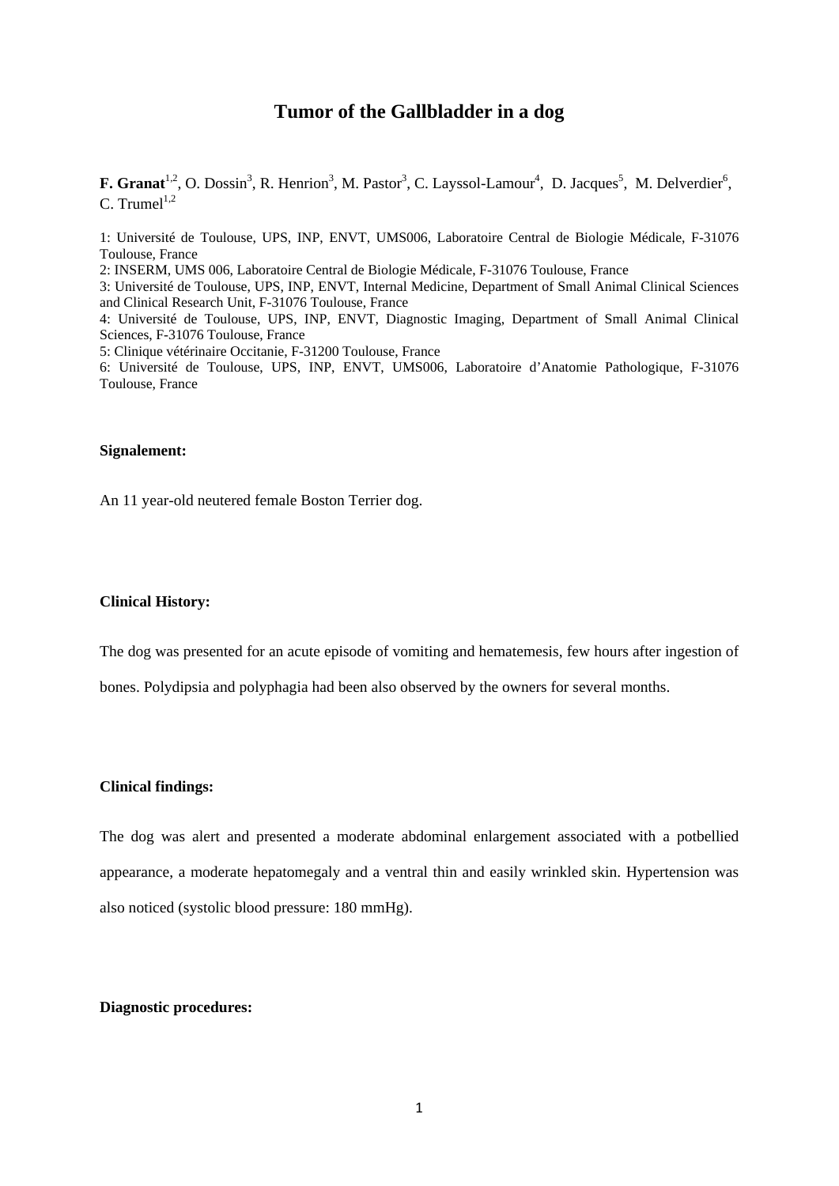# Tumor of the Gallbladder in a dog

**F. Granat**[1,2], O. Dossin[3], R. Henrion[3], M. Pastor[3], C. Layssol-Lamour[4], D. Jacques[5], M. Delverdier[6], C. Trumel[1,2]

1: Université de Toulouse, UPS, INP, ENVT, UMS006, Laboratoire Central de Biologie Médicale, F-31076 Toulouse, France
2: INSERM, UMS 006, Laboratoire Central de Biologie Médicale, F-31076 Toulouse, France
3: Université de Toulouse, UPS, INP, ENVT, Internal Medicine, Department of Small Animal Clinical Sciences and Clinical Research Unit, F-31076 Toulouse, France
4: Université de Toulouse, UPS, INP, ENVT, Diagnostic Imaging, Department of Small Animal Clinical Sciences, F-31076 Toulouse, France
5: Clinique vétérinaire Occitanie, F-31200 Toulouse, France
6: Université de Toulouse, UPS, INP, ENVT, UMS006, Laboratoire d'Anatomie Pathologique, F-31076 Toulouse, France

**Signalement:**

An 11 year-old neutered female Boston Terrier dog.

**Clinical History:**

The dog was presented for an acute episode of vomiting and hematemesis, few hours after ingestion of bones. Polydipsia and polyphagia had been also observed by the owners for several months.

**Clinical findings:**

The dog was alert and presented a moderate abdominal enlargement associated with a potbellied appearance, a moderate hepatomegaly and a ventral thin and easily wrinkled skin. Hypertension was also noticed (systolic blood pressure: 180 mmHg).

**Diagnostic procedures:**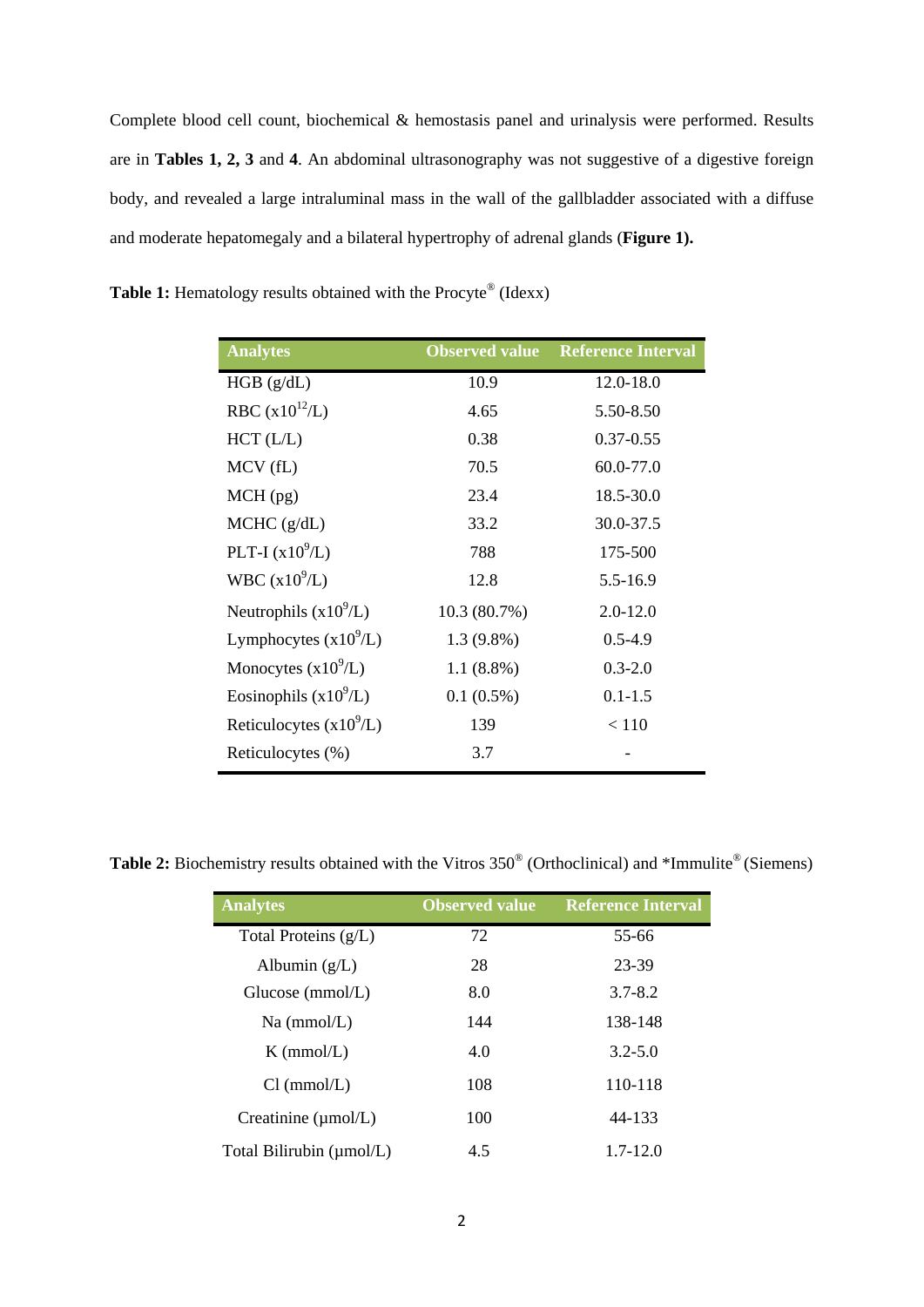Complete blood cell count, biochemical & hemostasis panel and urinalysis were performed. Results are in **Tables 1, 2, 3** and **4**. An abdominal ultrasonography was not suggestive of a digestive foreign body, and revealed a large intraluminal mass in the wall of the gallbladder associated with a diffuse and moderate hepatomegaly and a bilateral hypertrophy of adrenal glands (**Figure 1).**

**Table 1:** Hematology results obtained with the Procyte® (Idexx)

| Analytes | Observed value | Reference Interval |
|---|---|---|
| HGB (g/dL) | 10.9 | 12.0-18.0 |
| RBC ($x10^{12}$/L) | 4.65 | 5.50-8.50 |
| HCT (L/L) | 0.38 | 0.37-0.55 |
| MCV (fL) | 70.5 | 60.0-77.0 |
| MCH (pg) | 23.4 | 18.5-30.0 |
| MCHC (g/dL) | 33.2 | 30.0-37.5 |
| PLT-I ($x10^9$/L) | 788 | 175-500 |
| WBC ($x10^9$/L) | 12.8 | 5.5-16.9 |
| Neutrophils ($x10^9$/L) | 10.3 (80.7%) | 2.0-12.0 |
| Lymphocytes ($x10^9$/L) | 1.3 (9.8%) | 0.5-4.9 |
| Monocytes ($x10^9$/L) | 1.1 (8.8%) | 0.3-2.0 |
| Eosinophils ($x10^9$/L) | 0.1 (0.5%) | 0.1-1.5 |
| Reticulocytes ($x10^9$/L) | 139 | < 110 |
| Reticulocytes (%) | 3.7 | - |

**Table 2:** Biochemistry results obtained with the Vitros 350® (Orthoclinical) and *Immulite® (Siemens)

| Analytes | Observed value | Reference Interval |
|---|---|---|
| Total Proteins (g/L) | 72 | 55-66 |
| Albumin (g/L) | 28 | 23-39 |
| Glucose (mmol/L) | 8.0 | 3.7-8.2 |
| Na (mmol/L) | 144 | 138-148 |
| K (mmol/L) | 4.0 | 3.2-5.0 |
| Cl (mmol/L) | 108 | 110-118 |
| Creatinine (µmol/L) | 100 | 44-133 |
| Total Bilirubin (µmol/L) | 4.5 | 1.7-12.0 |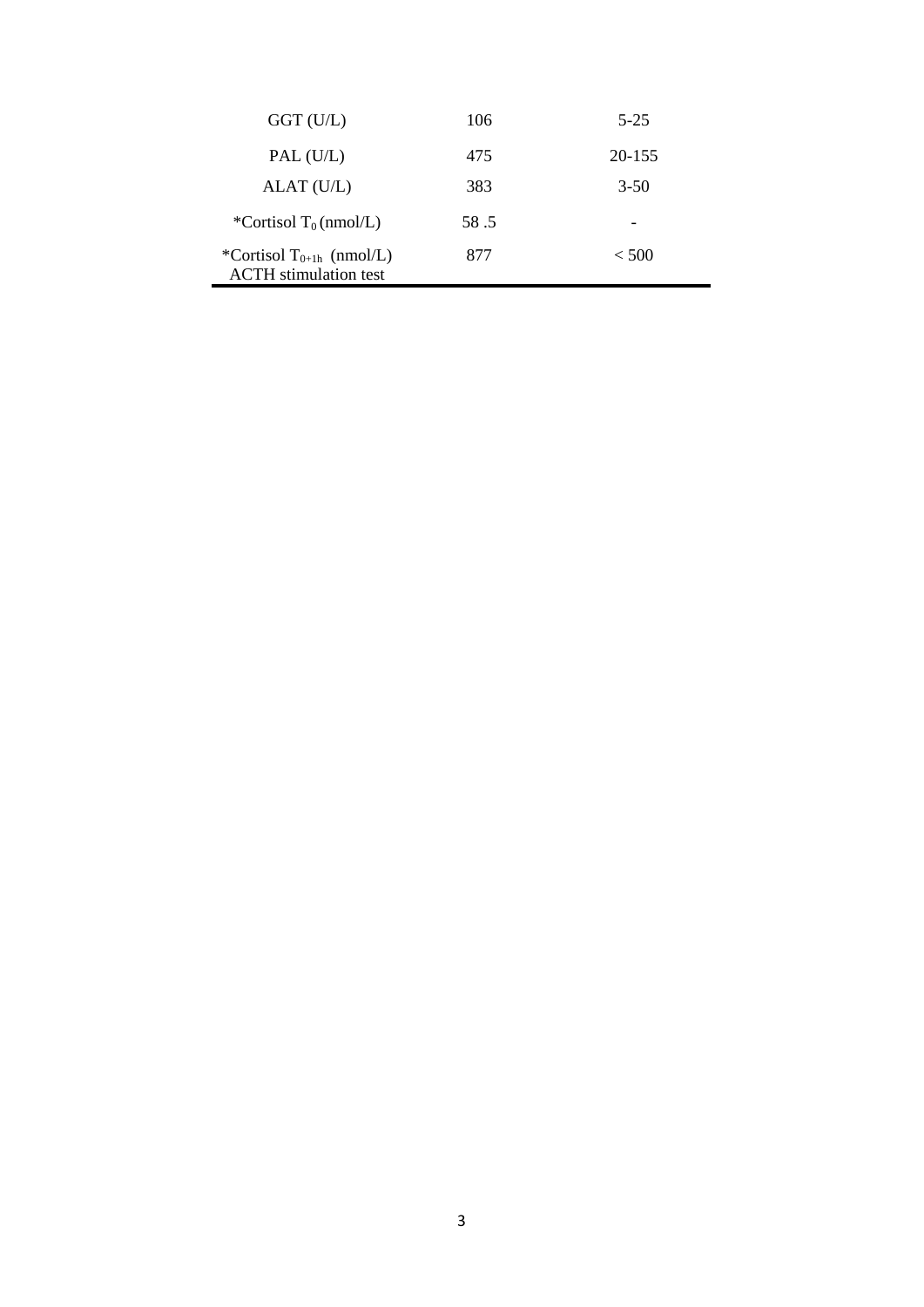| | | |
|---|---|---|
| GGT (U/L) | 106 | 5-25 |
| PAL (U/L) | 475 | 20-155 |
| ALAT (U/L) | 383 | 3-50 |
| *Cortisol $T_0$ (nmol/L) | 58 .5 | - |
| *Cortisol $T_{0+1h}$ (nmol/L) ACTH stimulation test | 877 | < 500 |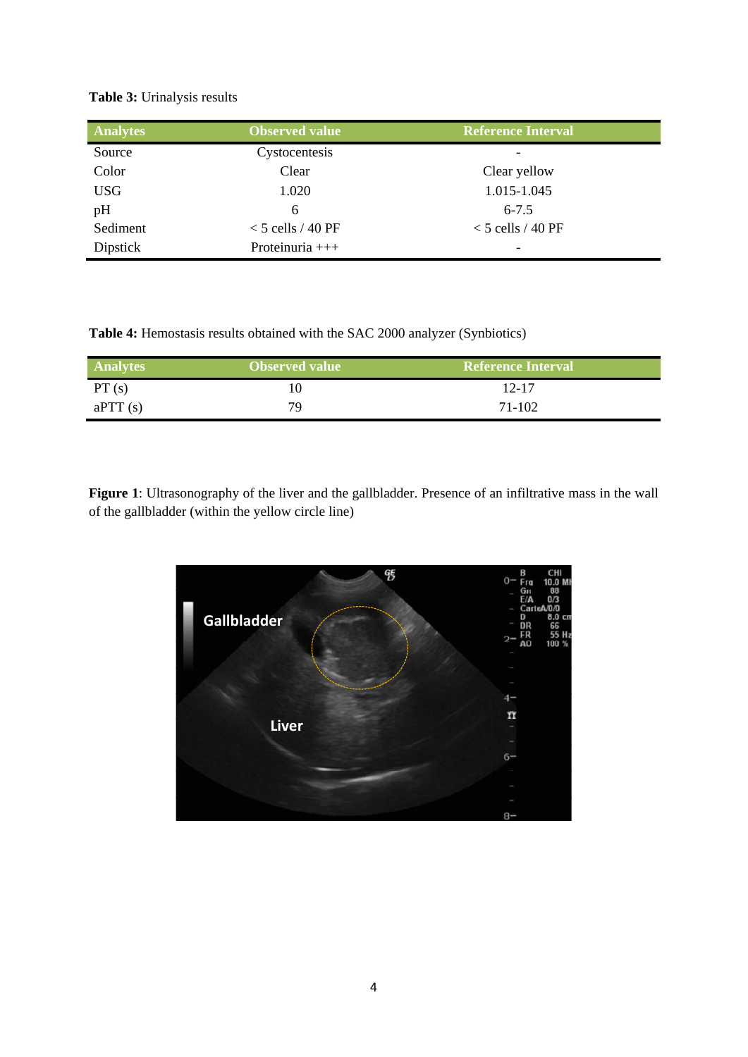**Table 3:** Urinalysis results

| Analytes | Observed value | Reference Interval |
|---|---|---|
| Source | Cystocentesis | - |
| Color | Clear | Clear yellow |
| USG | 1.020 | 1.015-1.045 |
| pH | 6 | 6-7.5 |
| Sediment | < 5 cells / 40 PF | < 5 cells / 40 PF |
| Dipstick | Proteinuria +++ | - |

**Table 4:** Hemostasis results obtained with the SAC 2000 analyzer (Synbiotics)

| Analytes | Observed value | Reference Interval |
|---|---|---|
| PT (s) | 10 | 12-17 |
| aPTT (s) | 79 | 71-102 |

**Figure 1**: Ultrasonography of the liver and the gallbladder. Presence of an infiltrative mass in the wall of the gallbladder (within the yellow circle line)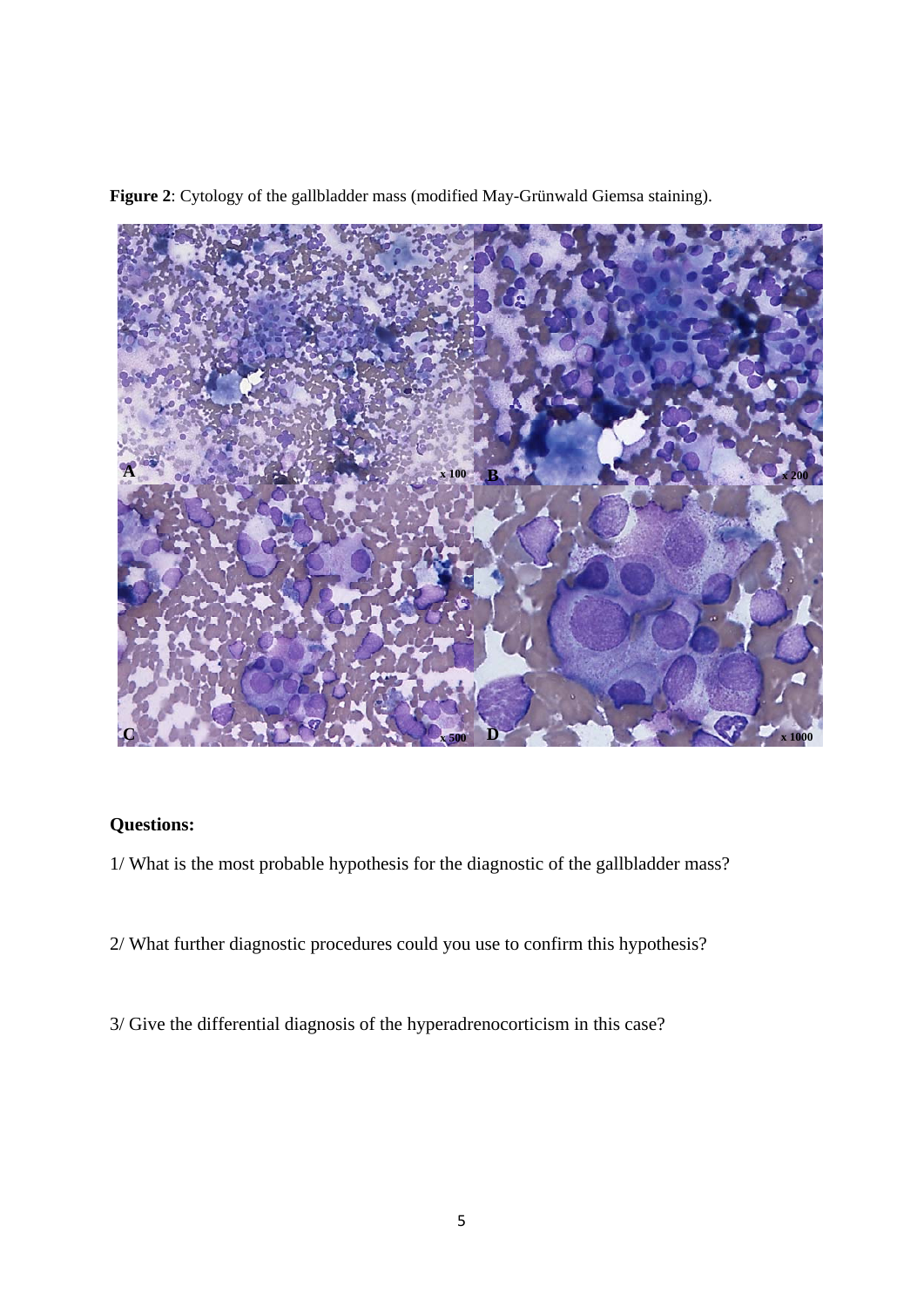**Figure 2**: Cytology of the gallbladder mass (modified May-Grünwald Giemsa staining).

A x 100

B x 200

C x 500

D x 1000

**Questions:**

1/ What is the most probable hypothesis for the diagnostic of the gallbladder mass?

2/ What further diagnostic procedures could you use to confirm this hypothesis?

3/ Give the differential diagnosis of the hyperadrenocorticism in this case?